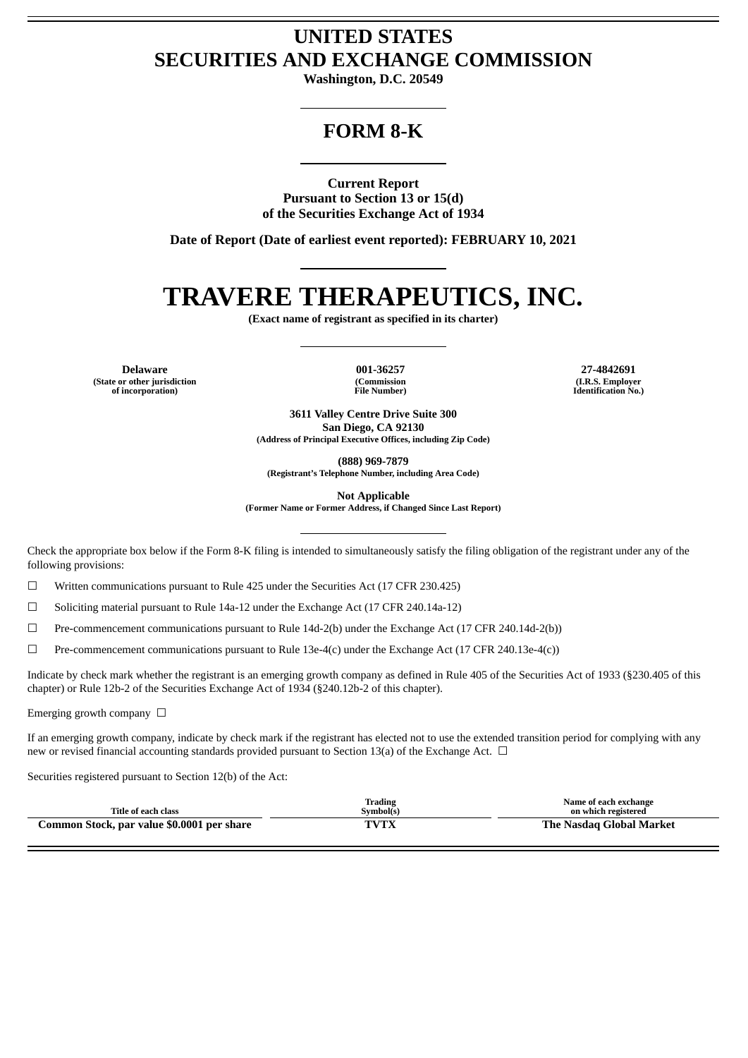# UNITED STATES
# SECURITIES AND EXCHANGE COMMISSION

**Washington, D.C. 20549**

## FORM 8-K

**Current Report**
**Pursuant to Section 13 or 15(d)**
**of the Securities Exchange Act of 1934**

**Date of Report (Date of earliest event reported): FEBRUARY 10, 2021**

# TRAVERE THERAPEUTICS, INC.

**(Exact name of registrant as specified in its charter)**

| Delaware | 001-36257 | 27-4842691 |
|---|---|---|
| (State or other jurisdiction of incorporation) | (Commission File Number) | (I.R.S. Employer Identification No.) |

**3611 Valley Centre Drive Suite 300**
**San Diego, CA 92130**
**(Address of Principal Executive Offices, including Zip Code)**

**(888) 969-7879**
**(Registrant's Telephone Number, including Area Code)**

**Not Applicable**
**(Former Name or Former Address, if Changed Since Last Report)**

Check the appropriate box below if the Form 8-K filing is intended to simultaneously satisfy the filing obligation of the registrant under any of the following provisions:

☐ Written communications pursuant to Rule 425 under the Securities Act (17 CFR 230.425)

☐ Soliciting material pursuant to Rule 14a-12 under the Exchange Act (17 CFR 240.14a-12)

☐ Pre-commencement communications pursuant to Rule 14d-2(b) under the Exchange Act (17 CFR 240.14d-2(b))

☐ Pre-commencement communications pursuant to Rule 13e-4(c) under the Exchange Act (17 CFR 240.13e-4(c))

Indicate by check mark whether the registrant is an emerging growth company as defined in Rule 405 of the Securities Act of 1933 (§230.405 of this chapter) or Rule 12b-2 of the Securities Exchange Act of 1934 (§240.12b-2 of this chapter).

Emerging growth company ☐

If an emerging growth company, indicate by check mark if the registrant has elected not to use the extended transition period for complying with any new or revised financial accounting standards provided pursuant to Section 13(a) of the Exchange Act. ☐

Securities registered pursuant to Section 12(b) of the Act:

| Title of each class | Trading Symbol(s) | Name of each exchange on which registered |
|---|---|---|
| **Common Stock, par value $0.0001 per share** | **TVTX** | **The Nasdaq Global Market** |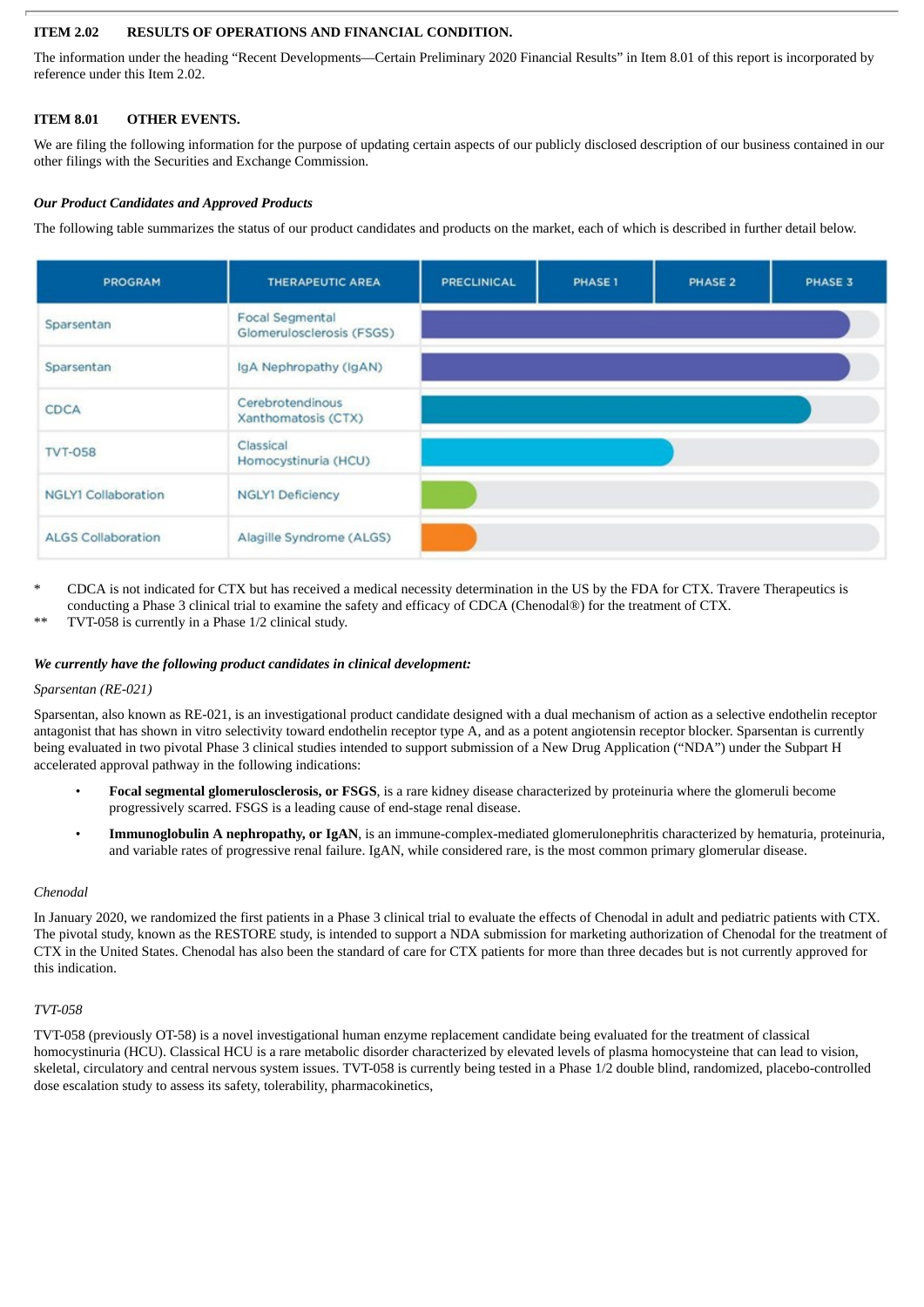## ITEM 2.02 RESULTS OF OPERATIONS AND FINANCIAL CONDITION.

The information under the heading "Recent Developments—Certain Preliminary 2020 Financial Results" in Item 8.01 of this report is incorporated by reference under this Item 2.02.

## ITEM 8.01 OTHER EVENTS.

We are filing the following information for the purpose of updating certain aspects of our publicly disclosed description of our business contained in our other filings with the Securities and Exchange Commission.

***Our Product Candidates and Approved Products***

The following table summarizes the status of our product candidates and products on the market, each of which is described in further detail below.

| PROGRAM | THERAPEUTIC AREA | PRECLINICAL | PHASE 1 | PHASE 2 | PHASE 3 |
|---|---|---|---|---|---|
| Sparsentan | Focal Segmental Glomerulosclerosis (FSGS) | | | | |
| Sparsentan | IgA Nephropathy (IgAN) | | | | |
| CDCA | Cerebrotendinous Xanthomatosis (CTX) | | | | |
| TVT-058 | Classical Homocystinuria (HCU) | | | | |
| NGLY1 Collaboration | NGLY1 Deficiency | | | | |
| ALGS Collaboration | Alagille Syndrome (ALGS) | | | | |

\* CDCA is not indicated for CTX but has received a medical necessity determination in the US by the FDA for CTX. Travere Therapeutics is conducting a Phase 3 clinical trial to examine the safety and efficacy of CDCA (Chenodal®) for the treatment of CTX.

\** TVT-058 is currently in a Phase 1/2 clinical study.

***We currently have the following product candidates in clinical development:***

*Sparsentan (RE-021)*

Sparsentan, also known as RE-021, is an investigational product candidate designed with a dual mechanism of action as a selective endothelin receptor antagonist that has shown in vitro selectivity toward endothelin receptor type A, and as a potent angiotensin receptor blocker. Sparsentan is currently being evaluated in two pivotal Phase 3 clinical studies intended to support submission of a New Drug Application ("NDA") under the Subpart H accelerated approval pathway in the following indications:

- **Focal segmental glomerulosclerosis, or FSGS**, is a rare kidney disease characterized by proteinuria where the glomeruli become progressively scarred. FSGS is a leading cause of end-stage renal disease.
- **Immunoglobulin A nephropathy, or IgAN**, is an immune-complex-mediated glomerulonephritis characterized by hematuria, proteinuria, and variable rates of progressive renal failure. IgAN, while considered rare, is the most common primary glomerular disease.

*Chenodal*

In January 2020, we randomized the first patients in a Phase 3 clinical trial to evaluate the effects of Chenodal in adult and pediatric patients with CTX. The pivotal study, known as the RESTORE study, is intended to support a NDA submission for marketing authorization of Chenodal for the treatment of CTX in the United States. Chenodal has also been the standard of care for CTX patients for more than three decades but is not currently approved for this indication.

*TVT-058*

TVT-058 (previously OT-58) is a novel investigational human enzyme replacement candidate being evaluated for the treatment of classical homocystinuria (HCU). Classical HCU is a rare metabolic disorder characterized by elevated levels of plasma homocysteine that can lead to vision, skeletal, circulatory and central nervous system issues. TVT-058 is currently being tested in a Phase 1/2 double blind, randomized, placebo-controlled dose escalation study to assess its safety, tolerability, pharmacokinetics,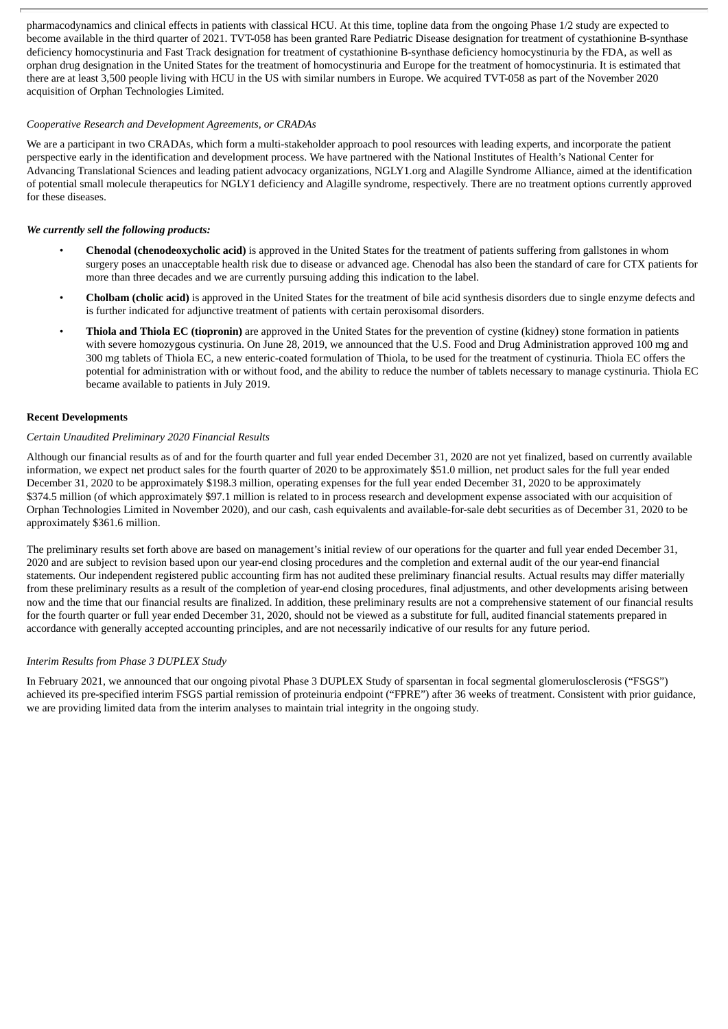pharmacodynamics and clinical effects in patients with classical HCU. At this time, topline data from the ongoing Phase 1/2 study are expected to become available in the third quarter of 2021. TVT-058 has been granted Rare Pediatric Disease designation for treatment of cystathionine B-synthase deficiency homocystinuria and Fast Track designation for treatment of cystathionine B-synthase deficiency homocystinuria by the FDA, as well as orphan drug designation in the United States for the treatment of homocystinuria and Europe for the treatment of homocystinuria. It is estimated that there are at least 3,500 people living with HCU in the US with similar numbers in Europe. We acquired TVT-058 as part of the November 2020 acquisition of Orphan Technologies Limited.

*Cooperative Research and Development Agreements, or CRADAs*

We are a participant in two CRADAs, which form a multi-stakeholder approach to pool resources with leading experts, and incorporate the patient perspective early in the identification and development process. We have partnered with the National Institutes of Health's National Center for Advancing Translational Sciences and leading patient advocacy organizations, NGLY1.org and Alagille Syndrome Alliance, aimed at the identification of potential small molecule therapeutics for NGLY1 deficiency and Alagille syndrome, respectively. There are no treatment options currently approved for these diseases.

***We currently sell the following products:***

- **Chenodal (chenodeoxycholic acid)** is approved in the United States for the treatment of patients suffering from gallstones in whom surgery poses an unacceptable health risk due to disease or advanced age. Chenodal has also been the standard of care for CTX patients for more than three decades and we are currently pursuing adding this indication to the label.
- **Cholbam (cholic acid)** is approved in the United States for the treatment of bile acid synthesis disorders due to single enzyme defects and is further indicated for adjunctive treatment of patients with certain peroxisomal disorders.
- **Thiola and Thiola EC (tiopronin)** are approved in the United States for the prevention of cystine (kidney) stone formation in patients with severe homozygous cystinuria. On June 28, 2019, we announced that the U.S. Food and Drug Administration approved 100 mg and 300 mg tablets of Thiola EC, a new enteric-coated formulation of Thiola, to be used for the treatment of cystinuria. Thiola EC offers the potential for administration with or without food, and the ability to reduce the number of tablets necessary to manage cystinuria. Thiola EC became available to patients in July 2019.

**Recent Developments**

*Certain Unaudited Preliminary 2020 Financial Results*

Although our financial results as of and for the fourth quarter and full year ended December 31, 2020 are not yet finalized, based on currently available information, we expect net product sales for the fourth quarter of 2020 to be approximately $51.0 million, net product sales for the full year ended December 31, 2020 to be approximately $198.3 million, operating expenses for the full year ended December 31, 2020 to be approximately $374.5 million (of which approximately $97.1 million is related to in process research and development expense associated with our acquisition of Orphan Technologies Limited in November 2020), and our cash, cash equivalents and available-for-sale debt securities as of December 31, 2020 to be approximately $361.6 million.

The preliminary results set forth above are based on management's initial review of our operations for the quarter and full year ended December 31, 2020 and are subject to revision based upon our year-end closing procedures and the completion and external audit of the our year-end financial statements. Our independent registered public accounting firm has not audited these preliminary financial results. Actual results may differ materially from these preliminary results as a result of the completion of year-end closing procedures, final adjustments, and other developments arising between now and the time that our financial results are finalized. In addition, these preliminary results are not a comprehensive statement of our financial results for the fourth quarter or full year ended December 31, 2020, should not be viewed as a substitute for full, audited financial statements prepared in accordance with generally accepted accounting principles, and are not necessarily indicative of our results for any future period.

*Interim Results from Phase 3 DUPLEX Study*

In February 2021, we announced that our ongoing pivotal Phase 3 DUPLEX Study of sparsentan in focal segmental glomerulosclerosis ("FSGS") achieved its pre-specified interim FSGS partial remission of proteinuria endpoint ("FPRE") after 36 weeks of treatment. Consistent with prior guidance, we are providing limited data from the interim analyses to maintain trial integrity in the ongoing study.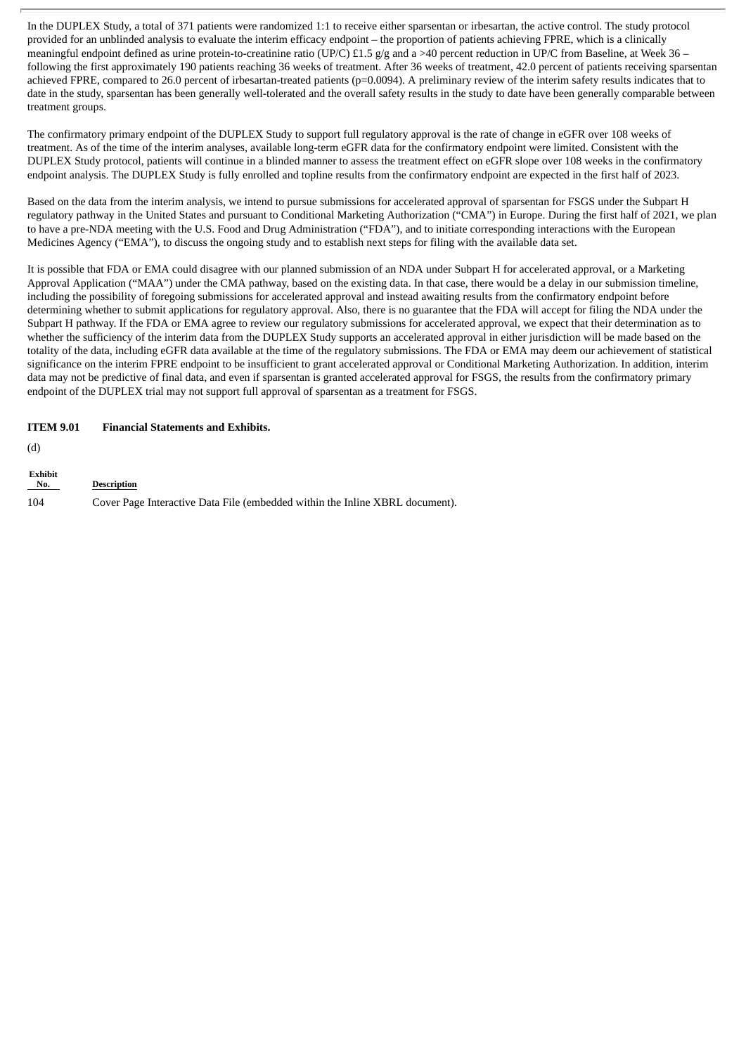In the DUPLEX Study, a total of 371 patients were randomized 1:1 to receive either sparsentan or irbesartan, the active control. The study protocol provided for an unblinded analysis to evaluate the interim efficacy endpoint – the proportion of patients achieving FPRE, which is a clinically meaningful endpoint defined as urine protein-to-creatinine ratio (UP/C) £1.5 g/g and a >40 percent reduction in UP/C from Baseline, at Week 36 – following the first approximately 190 patients reaching 36 weeks of treatment. After 36 weeks of treatment, 42.0 percent of patients receiving sparsentan achieved FPRE, compared to 26.0 percent of irbesartan-treated patients (p=0.0094). A preliminary review of the interim safety results indicates that to date in the study, sparsentan has been generally well-tolerated and the overall safety results in the study to date have been generally comparable between treatment groups.

The confirmatory primary endpoint of the DUPLEX Study to support full regulatory approval is the rate of change in eGFR over 108 weeks of treatment. As of the time of the interim analyses, available long-term eGFR data for the confirmatory endpoint were limited. Consistent with the DUPLEX Study protocol, patients will continue in a blinded manner to assess the treatment effect on eGFR slope over 108 weeks in the confirmatory endpoint analysis. The DUPLEX Study is fully enrolled and topline results from the confirmatory endpoint are expected in the first half of 2023.

Based on the data from the interim analysis, we intend to pursue submissions for accelerated approval of sparsentan for FSGS under the Subpart H regulatory pathway in the United States and pursuant to Conditional Marketing Authorization ("CMA") in Europe. During the first half of 2021, we plan to have a pre-NDA meeting with the U.S. Food and Drug Administration ("FDA"), and to initiate corresponding interactions with the European Medicines Agency ("EMA"), to discuss the ongoing study and to establish next steps for filing with the available data set.

It is possible that FDA or EMA could disagree with our planned submission of an NDA under Subpart H for accelerated approval, or a Marketing Approval Application ("MAA") under the CMA pathway, based on the existing data. In that case, there would be a delay in our submission timeline, including the possibility of foregoing submissions for accelerated approval and instead awaiting results from the confirmatory endpoint before determining whether to submit applications for regulatory approval. Also, there is no guarantee that the FDA will accept for filing the NDA under the Subpart H pathway. If the FDA or EMA agree to review our regulatory submissions for accelerated approval, we expect that their determination as to whether the sufficiency of the interim data from the DUPLEX Study supports an accelerated approval in either jurisdiction will be made based on the totality of the data, including eGFR data available at the time of the regulatory submissions. The FDA or EMA may deem our achievement of statistical significance on the interim FPRE endpoint to be insufficient to grant accelerated approval or Conditional Marketing Authorization. In addition, interim data may not be predictive of final data, and even if sparsentan is granted accelerated approval for FSGS, the results from the confirmatory primary endpoint of the DUPLEX trial may not support full approval of sparsentan as a treatment for FSGS.

**ITEM 9.01 Financial Statements and Exhibits.**

(d)

| Exhibit No. | Description |
|---|---|
| 104 | Cover Page Interactive Data File (embedded within the Inline XBRL document). |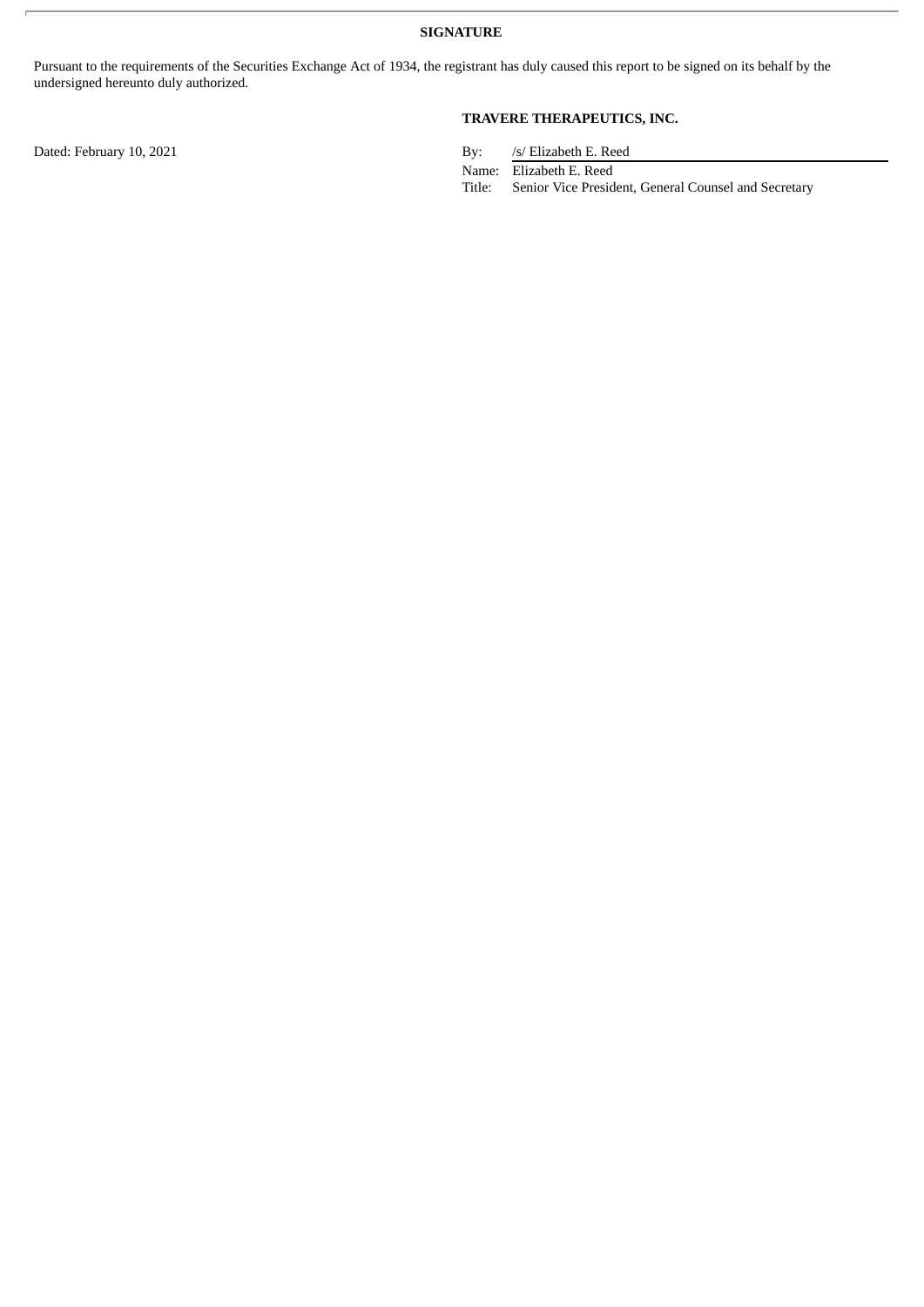**SIGNATURE**

Pursuant to the requirements of the Securities Exchange Act of 1934, the registrant has duly caused this report to be signed on its behalf by the undersigned hereunto duly authorized.

**TRAVERE THERAPEUTICS, INC.**

| | | |
|---|---|---|
| Dated: February 10, 2021 | By: | /s/ Elizabeth E. Reed |
| | Name: | Elizabeth E. Reed |
| | Title: | Senior Vice President, General Counsel and Secretary |